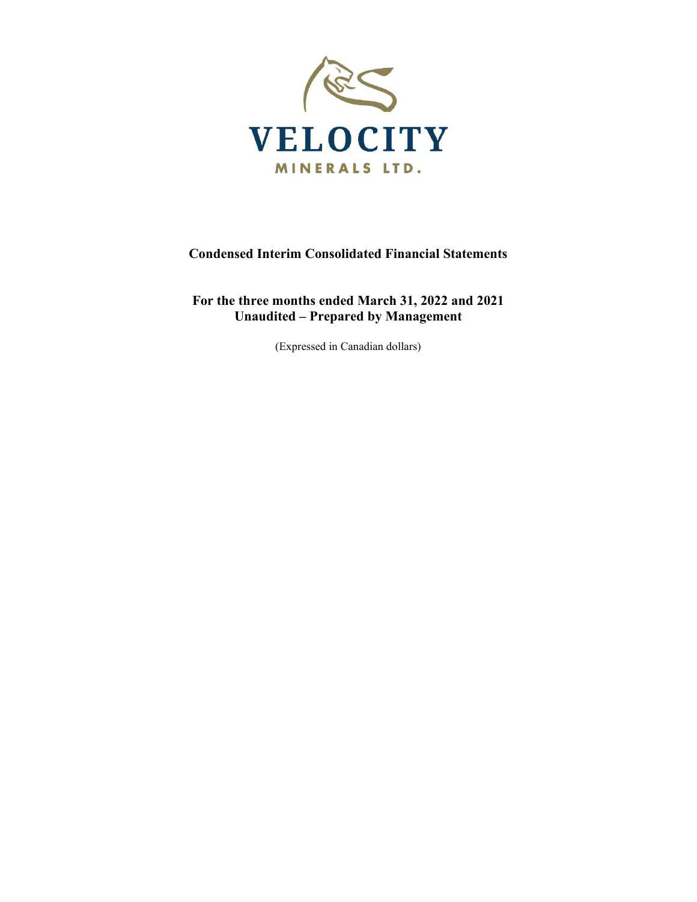VELOCITY

MINERALS LTD.

# Condensed Interim Consolidated Financial Statements

## For the three months ended March 31, 2022 and 2021
## Unaudited – Prepared by Management

(Expressed in Canadian dollars)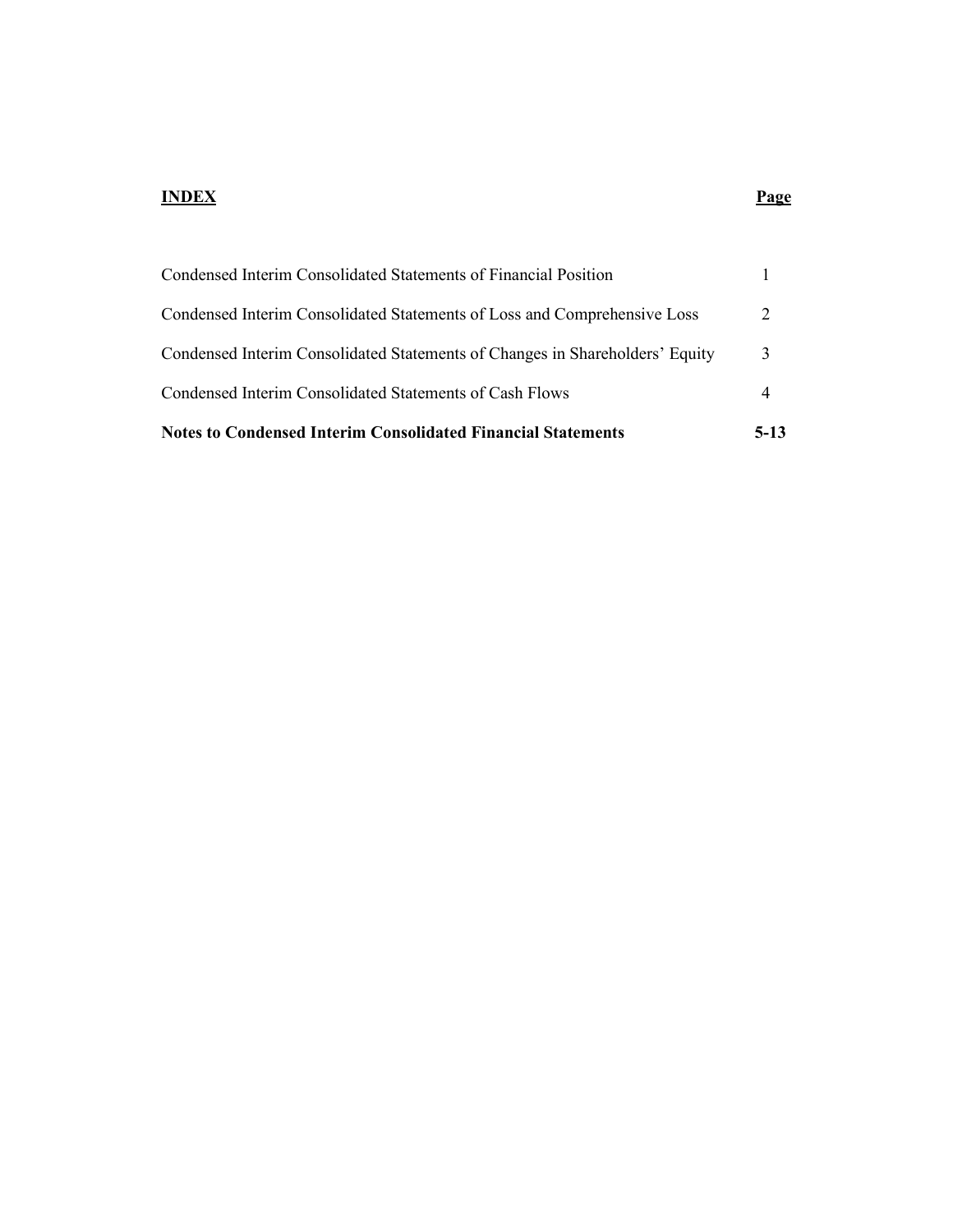| **INDEX** | **Page** |
|---|---|
| Condensed Interim Consolidated Statements of Financial Position | 1 |
| Condensed Interim Consolidated Statements of Loss and Comprehensive Loss | 2 |
| Condensed Interim Consolidated Statements of Changes in Shareholders' Equity | 3 |
| Condensed Interim Consolidated Statements of Cash Flows | 4 |
| **Notes to Condensed Interim Consolidated Financial Statements** | **5-13** |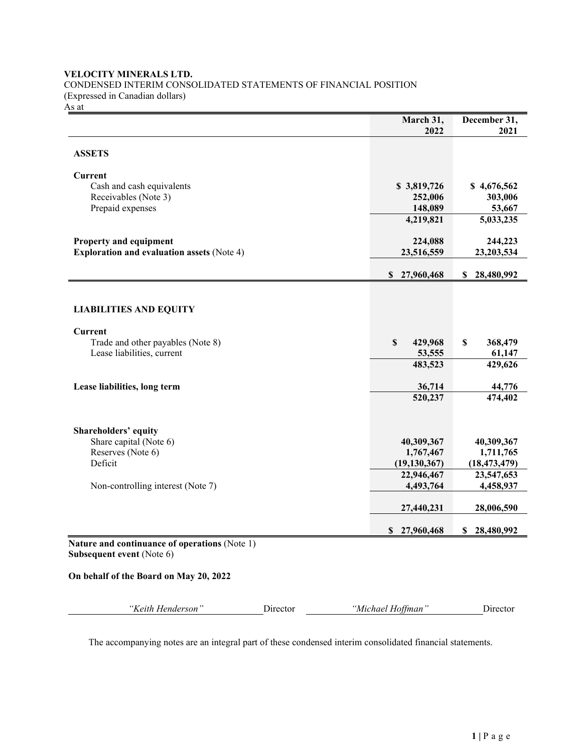**VELOCITY MINERALS LTD.**
CONDENSED INTERIM CONSOLIDATED STATEMENTS OF FINANCIAL POSITION
(Expressed in Canadian dollars)
As at

| | March 31, 2022 | December 31, 2021 |
|---|---|---|
| **ASSETS** | | |
| **Current** | | |
| Cash and cash equivalents | $ 3,819,726 | $ 4,676,562 |
| Receivables (Note 3) | 252,006 | 303,006 |
| Prepaid expenses | 148,089 | 53,667 |
| | 4,219,821 | 5,033,235 |
| **Property and equipment** | 224,088 | 244,223 |
| **Exploration and evaluation assets** (Note 4) | 23,516,559 | 23,203,534 |
| | $ 27,960,468 | $ 28,480,992 |
| **LIABILITIES AND EQUITY** | | |
| **Current** | | |
| Trade and other payables (Note 8) | $ 429,968 | $ 368,479 |
| Lease liabilities, current | 53,555 | 61,147 |
| | 483,523 | 429,626 |
| **Lease liabilities, long term** | 36,714 | 44,776 |
| | 520,237 | 474,402 |
| **Shareholders' equity** | | |
| Share capital (Note 6) | 40,309,367 | 40,309,367 |
| Reserves (Note 6) | 1,767,467 | 1,711,765 |
| Deficit | (19,130,367) | (18,473,479) |
| | 22,946,467 | 23,547,653 |
| Non-controlling interest (Note 7) | 4,493,764 | 4,458,937 |
| | 27,440,231 | 28,006,590 |
| | $ 27,960,468 | $ 28,480,992 |

**Nature and continuance of operations** (Note 1)
**Subsequent event** (Note 6)

**On behalf of the Board on May 20, 2022**

*"Keith Henderson"* Director *"Michael Hoffman"* Director

The accompanying notes are an integral part of these condensed interim consolidated financial statements.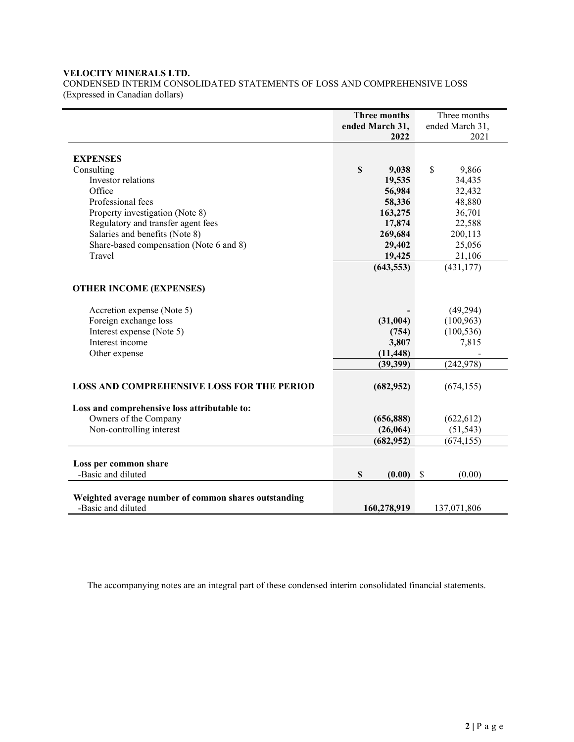**VELOCITY MINERALS LTD.**
CONDENSED INTERIM CONSOLIDATED STATEMENTS OF LOSS AND COMPREHENSIVE LOSS
(Expressed in Canadian dollars)

| | **Three months ended March 31, 2022** | Three months ended March 31, 2021 |
|---|---|---|
| **EXPENSES** | | |
| Consulting | **$ 9,038** | $ 9,866 |
| Investor relations | **19,535** | 34,435 |
| Office | **56,984** | 32,432 |
| Professional fees | **58,336** | 48,880 |
| Property investigation (Note 8) | **163,275** | 36,701 |
| Regulatory and transfer agent fees | **17,874** | 22,588 |
| Salaries and benefits (Note 8) | **269,684** | 200,113 |
| Share-based compensation (Note 6 and 8) | **29,402** | 25,056 |
| Travel | **19,425** | 21,106 |
| | **(643,553)** | (431,177) |
| **OTHER INCOME (EXPENSES)** | | |
| Accretion expense (Note 5) | **-** | (49,294) |
| Foreign exchange loss | **(31,004)** | (100,963) |
| Interest expense (Note 5) | **(754)** | (100,536) |
| Interest income | **3,807** | 7,815 |
| Other expense | **(11,448)** | - |
| | **(39,399)** | (242,978) |
| **LOSS AND COMPREHENSIVE LOSS FOR THE PERIOD** | **(682,952)** | (674,155) |
| **Loss and comprehensive loss attributable to:** | | |
| Owners of the Company | **(656,888)** | (622,612) |
| Non-controlling interest | **(26,064)** | (51,543) |
| | **(682,952)** | (674,155) |
| **Loss per common share** | | |
| -Basic and diluted | **$ (0.00)** | $ (0.00) |
| **Weighted average number of common shares outstanding** | | |
| -Basic and diluted | **160,278,919** | 137,071,806 |

The accompanying notes are an integral part of these condensed interim consolidated financial statements.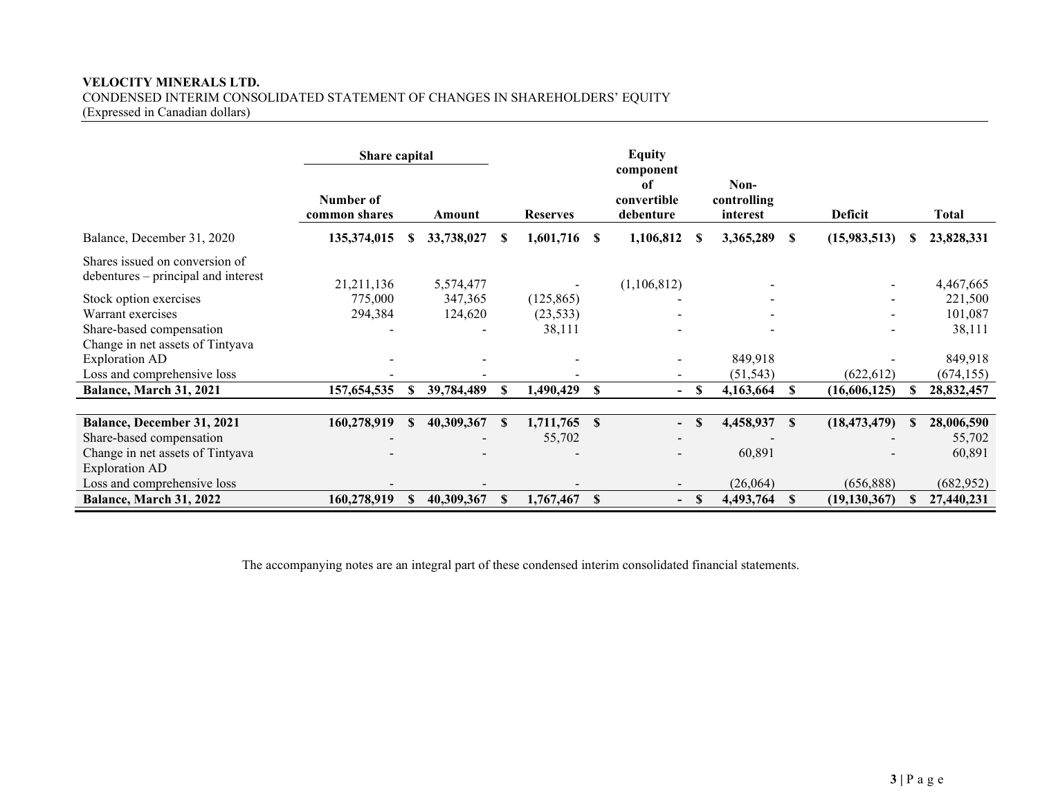**VELOCITY MINERALS LTD.**
CONDENSED INTERIM CONSOLIDATED STATEMENT OF CHANGES IN SHAREHOLDERS' EQUITY
(Expressed in Canadian dollars)

| | Share capital | | | Equity component of convertible debenture | Non-controlling interest | Deficit | Total |
|---|---|---|---|---|---|---|---|
| | Number of common shares | Amount | Reserves | | | | |
| Balance, December 31, 2020 | **135,374,015** | **$ 33,738,027** | **$ 1,601,716** | **$ 1,106,812** | **$ 3,365,289** | **$ (15,983,513)** | **$ 23,828,331** |
| Shares issued on conversion of debentures – principal and interest | 21,211,136 | 5,574,477 | - | (1,106,812) | - | - | 4,467,665 |
| Stock option exercises | 775,000 | 347,365 | (125,865) | - | - | - | 221,500 |
| Warrant exercises | 294,384 | 124,620 | (23,533) | - | - | - | 101,087 |
| Share-based compensation | - | - | 38,111 | - | - | - | 38,111 |
| Change in net assets of Tintyava Exploration AD | - | - | - | - | 849,918 | - | 849,918 |
| Loss and comprehensive loss | - | - | - | - | (51,543) | (622,612) | (674,155) |
| **Balance, March 31, 2021** | **157,654,535** | **$ 39,784,489** | **$ 1,490,429** | **$ -** | **$ 4,163,664** | **$ (16,606,125)** | **$ 28,832,457** |
| | | | | | | | |
| **Balance, December 31, 2021** | **160,278,919** | **$ 40,309,367** | **$ 1,711,765** | **$ -** | **$ 4,458,937** | **$ (18,473,479)** | **$ 28,006,590** |
| Share-based compensation | - | - | 55,702 | - | - | - | 55,702 |
| Change in net assets of Tintyava Exploration AD | - | - | - | - | 60,891 | - | 60,891 |
| Loss and comprehensive loss | - | - | - | - | (26,064) | (656,888) | (682,952) |
| **Balance, March 31, 2022** | **160,278,919** | **$ 40,309,367** | **$ 1,767,467** | **$ -** | **$ 4,493,764** | **$ (19,130,367)** | **$ 27,440,231** |

The accompanying notes are an integral part of these condensed interim consolidated financial statements.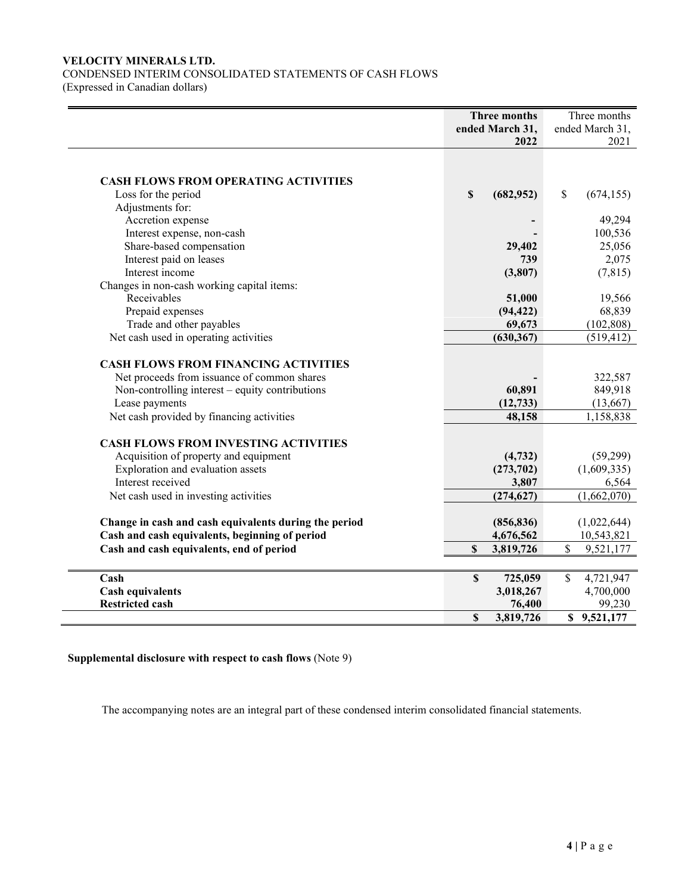**VELOCITY MINERALS LTD.**
CONDENSED INTERIM CONSOLIDATED STATEMENTS OF CASH FLOWS
(Expressed in Canadian dollars)

| | **Three months ended March 31, 2022** | Three months ended March 31, 2021 |
|---|---|---|
| **CASH FLOWS FROM OPERATING ACTIVITIES** | | |
| Loss for the period | **$ (682,952)** | $ (674,155) |
| Adjustments for: | | |
| Accretion expense | **-** | 49,294 |
| Interest expense, non-cash | **-** | 100,536 |
| Share-based compensation | **29,402** | 25,056 |
| Interest paid on leases | **739** | 2,075 |
| Interest income | **(3,807)** | (7,815) |
| Changes in non-cash working capital items: | | |
| Receivables | **51,000** | 19,566 |
| Prepaid expenses | **(94,422)** | 68,839 |
| Trade and other payables | **69,673** | (102,808) |
| Net cash used in operating activities | **(630,367)** | (519,412) |
| **CASH FLOWS FROM FINANCING ACTIVITIES** | | |
| Net proceeds from issuance of common shares | **-** | 322,587 |
| Non-controlling interest – equity contributions | **60,891** | 849,918 |
| Lease payments | **(12,733)** | (13,667) |
| Net cash provided by financing activities | **48,158** | 1,158,838 |
| **CASH FLOWS FROM INVESTING ACTIVITIES** | | |
| Acquisition of property and equipment | **(4,732)** | (59,299) |
| Exploration and evaluation assets | **(273,702)** | (1,609,335) |
| Interest received | **3,807** | 6,564 |
| Net cash used in investing activities | **(274,627)** | (1,662,070) |
| **Change in cash and cash equivalents during the period** | **(856,836)** | (1,022,644) |
| **Cash and cash equivalents, beginning of period** | **4,676,562** | 10,543,821 |
| **Cash and cash equivalents, end of period** | **$ 3,819,726** | $ 9,521,177 |
| **Cash** | **$ 725,059** | $ 4,721,947 |
| **Cash equivalents** | **3,018,267** | 4,700,000 |
| **Restricted cash** | **76,400** | 99,230 |
| | **$ 3,819,726** | **$ 9,521,177** |

**Supplemental disclosure with respect to cash flows** (Note 9)

The accompanying notes are an integral part of these condensed interim consolidated financial statements.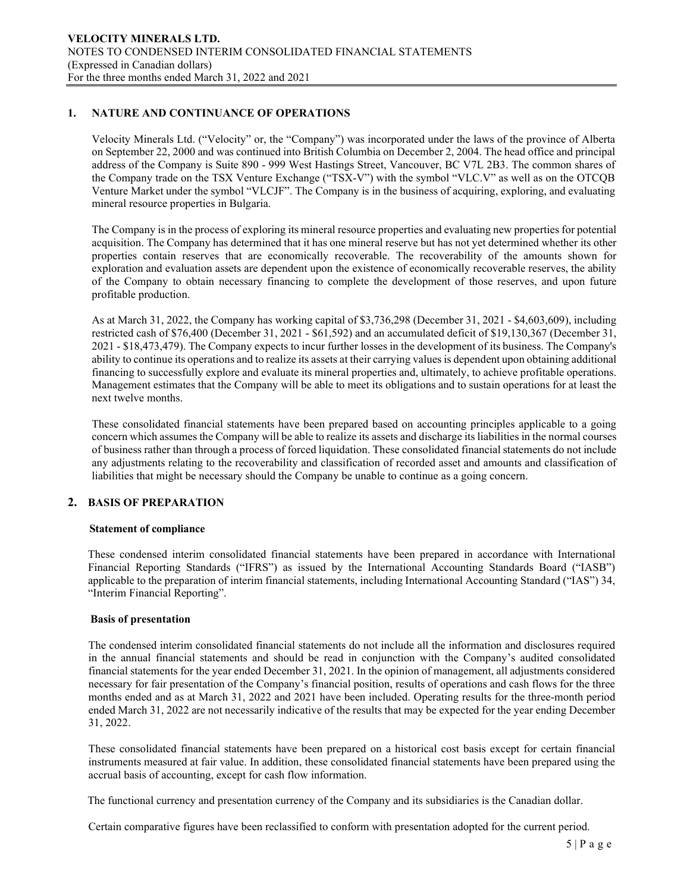## 1. NATURE AND CONTINUANCE OF OPERATIONS

Velocity Minerals Ltd. ("Velocity" or, the "Company") was incorporated under the laws of the province of Alberta on September 22, 2000 and was continued into British Columbia on December 2, 2004. The head office and principal address of the Company is Suite 890 - 999 West Hastings Street, Vancouver, BC V7L 2B3. The common shares of the Company trade on the TSX Venture Exchange ("TSX-V") with the symbol "VLC.V" as well as on the OTCQB Venture Market under the symbol "VLCJF". The Company is in the business of acquiring, exploring, and evaluating mineral resource properties in Bulgaria.

The Company is in the process of exploring its mineral resource properties and evaluating new properties for potential acquisition. The Company has determined that it has one mineral reserve but has not yet determined whether its other properties contain reserves that are economically recoverable. The recoverability of the amounts shown for exploration and evaluation assets are dependent upon the existence of economically recoverable reserves, the ability of the Company to obtain necessary financing to complete the development of those reserves, and upon future profitable production.

As at March 31, 2022, the Company has working capital of $3,736,298 (December 31, 2021 - $4,603,609), including restricted cash of $76,400 (December 31, 2021 - $61,592) and an accumulated deficit of $19,130,367 (December 31, 2021 - $18,473,479). The Company expects to incur further losses in the development of its business. The Company's ability to continue its operations and to realize its assets at their carrying values is dependent upon obtaining additional financing to successfully explore and evaluate its mineral properties and, ultimately, to achieve profitable operations. Management estimates that the Company will be able to meet its obligations and to sustain operations for at least the next twelve months.

These consolidated financial statements have been prepared based on accounting principles applicable to a going concern which assumes the Company will be able to realize its assets and discharge its liabilities in the normal courses of business rather than through a process of forced liquidation. These consolidated financial statements do not include any adjustments relating to the recoverability and classification of recorded asset and amounts and classification of liabilities that might be necessary should the Company be unable to continue as a going concern.

## 2. BASIS OF PREPARATION

### Statement of compliance

These condensed interim consolidated financial statements have been prepared in accordance with International Financial Reporting Standards ("IFRS") as issued by the International Accounting Standards Board ("IASB") applicable to the preparation of interim financial statements, including International Accounting Standard ("IAS") 34, "Interim Financial Reporting".

### Basis of presentation

The condensed interim consolidated financial statements do not include all the information and disclosures required in the annual financial statements and should be read in conjunction with the Company's audited consolidated financial statements for the year ended December 31, 2021. In the opinion of management, all adjustments considered necessary for fair presentation of the Company's financial position, results of operations and cash flows for the three months ended and as at March 31, 2022 and 2021 have been included. Operating results for the three-month period ended March 31, 2022 are not necessarily indicative of the results that may be expected for the year ending December 31, 2022.

These consolidated financial statements have been prepared on a historical cost basis except for certain financial instruments measured at fair value. In addition, these consolidated financial statements have been prepared using the accrual basis of accounting, except for cash flow information.

The functional currency and presentation currency of the Company and its subsidiaries is the Canadian dollar.

Certain comparative figures have been reclassified to conform with presentation adopted for the current period.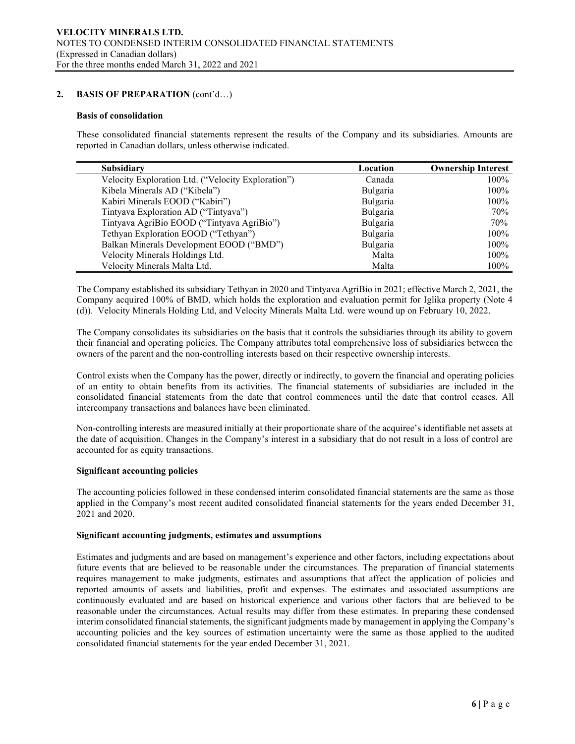## 2. BASIS OF PREPARATION (cont'd…)

### Basis of consolidation

These consolidated financial statements represent the results of the Company and its subsidiaries. Amounts are reported in Canadian dollars, unless otherwise indicated.

| Subsidiary | Location | Ownership Interest |
|---|---|---|
| Velocity Exploration Ltd. ("Velocity Exploration") | Canada | 100% |
| Kibela Minerals AD ("Kibela") | Bulgaria | 100% |
| Kabiri Minerals EOOD ("Kabiri") | Bulgaria | 100% |
| Tintyava Exploration AD ("Tintyava") | Bulgaria | 70% |
| Tintyava AgriBio EOOD ("Tintyava AgriBio") | Bulgaria | 70% |
| Tethyan Exploration EOOD ("Tethyan") | Bulgaria | 100% |
| Balkan Minerals Development EOOD ("BMD") | Bulgaria | 100% |
| Velocity Minerals Holdings Ltd. | Malta | 100% |
| Velocity Minerals Malta Ltd. | Malta | 100% |

The Company established its subsidiary Tethyan in 2020 and Tintyava AgriBio in 2021; effective March 2, 2021, the Company acquired 100% of BMD, which holds the exploration and evaluation permit for Iglika property (Note 4 (d)). Velocity Minerals Holding Ltd, and Velocity Minerals Malta Ltd. were wound up on February 10, 2022.

The Company consolidates its subsidiaries on the basis that it controls the subsidiaries through its ability to govern their financial and operating policies. The Company attributes total comprehensive loss of subsidiaries between the owners of the parent and the non-controlling interests based on their respective ownership interests.

Control exists when the Company has the power, directly or indirectly, to govern the financial and operating policies of an entity to obtain benefits from its activities. The financial statements of subsidiaries are included in the consolidated financial statements from the date that control commences until the date that control ceases. All intercompany transactions and balances have been eliminated.

Non-controlling interests are measured initially at their proportionate share of the acquiree's identifiable net assets at the date of acquisition. Changes in the Company's interest in a subsidiary that do not result in a loss of control are accounted for as equity transactions.

### Significant accounting policies

The accounting policies followed in these condensed interim consolidated financial statements are the same as those applied in the Company's most recent audited consolidated financial statements for the years ended December 31, 2021 and 2020.

### Significant accounting judgments, estimates and assumptions

Estimates and judgments and are based on management's experience and other factors, including expectations about future events that are believed to be reasonable under the circumstances. The preparation of financial statements requires management to make judgments, estimates and assumptions that affect the application of policies and reported amounts of assets and liabilities, profit and expenses. The estimates and associated assumptions are continuously evaluated and are based on historical experience and various other factors that are believed to be reasonable under the circumstances. Actual results may differ from these estimates. In preparing these condensed interim consolidated financial statements, the significant judgments made by management in applying the Company's accounting policies and the key sources of estimation uncertainty were the same as those applied to the audited consolidated financial statements for the year ended December 31, 2021.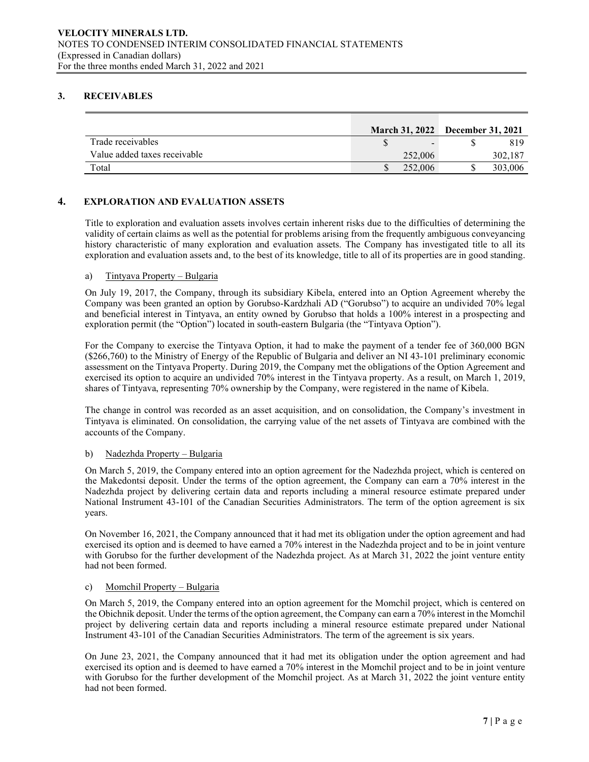## 3. RECEIVABLES

| | March 31, 2022 | December 31, 2021 |
|---|---|---|
| Trade receivables | $ - | $ 819 |
| Value added taxes receivable | 252,006 | 302,187 |
| Total | $ 252,006 | $ 303,006 |

## 4. EXPLORATION AND EVALUATION ASSETS

Title to exploration and evaluation assets involves certain inherent risks due to the difficulties of determining the validity of certain claims as well as the potential for problems arising from the frequently ambiguous conveyancing history characteristic of many exploration and evaluation assets. The Company has investigated title to all its exploration and evaluation assets and, to the best of its knowledge, title to all of its properties are in good standing.

a) Tintyava Property – Bulgaria

On July 19, 2017, the Company, through its subsidiary Kibela, entered into an Option Agreement whereby the Company was been granted an option by Gorubso-Kardzhali AD ("Gorubso") to acquire an undivided 70% legal and beneficial interest in Tintyava, an entity owned by Gorubso that holds a 100% interest in a prospecting and exploration permit (the "Option") located in south-eastern Bulgaria (the "Tintyava Option").

For the Company to exercise the Tintyava Option, it had to make the payment of a tender fee of 360,000 BGN ($266,760) to the Ministry of Energy of the Republic of Bulgaria and deliver an NI 43-101 preliminary economic assessment on the Tintyava Property. During 2019, the Company met the obligations of the Option Agreement and exercised its option to acquire an undivided 70% interest in the Tintyava property. As a result, on March 1, 2019, shares of Tintyava, representing 70% ownership by the Company, were registered in the name of Kibela.

The change in control was recorded as an asset acquisition, and on consolidation, the Company's investment in Tintyava is eliminated. On consolidation, the carrying value of the net assets of Tintyava are combined with the accounts of the Company.

b) Nadezhda Property – Bulgaria

On March 5, 2019, the Company entered into an option agreement for the Nadezhda project, which is centered on the Makedontsi deposit. Under the terms of the option agreement, the Company can earn a 70% interest in the Nadezhda project by delivering certain data and reports including a mineral resource estimate prepared under National Instrument 43-101 of the Canadian Securities Administrators. The term of the option agreement is six years.

On November 16, 2021, the Company announced that it had met its obligation under the option agreement and had exercised its option and is deemed to have earned a 70% interest in the Nadezhda project and to be in joint venture with Gorubso for the further development of the Nadezhda project. As at March 31, 2022 the joint venture entity had not been formed.

c) Momchil Property – Bulgaria

On March 5, 2019, the Company entered into an option agreement for the Momchil project, which is centered on the Obichnik deposit. Under the terms of the option agreement, the Company can earn a 70% interest in the Momchil project by delivering certain data and reports including a mineral resource estimate prepared under National Instrument 43-101 of the Canadian Securities Administrators. The term of the agreement is six years.

On June 23, 2021, the Company announced that it had met its obligation under the option agreement and had exercised its option and is deemed to have earned a 70% interest in the Momchil project and to be in joint venture with Gorubso for the further development of the Momchil project. As at March 31, 2022 the joint venture entity had not been formed.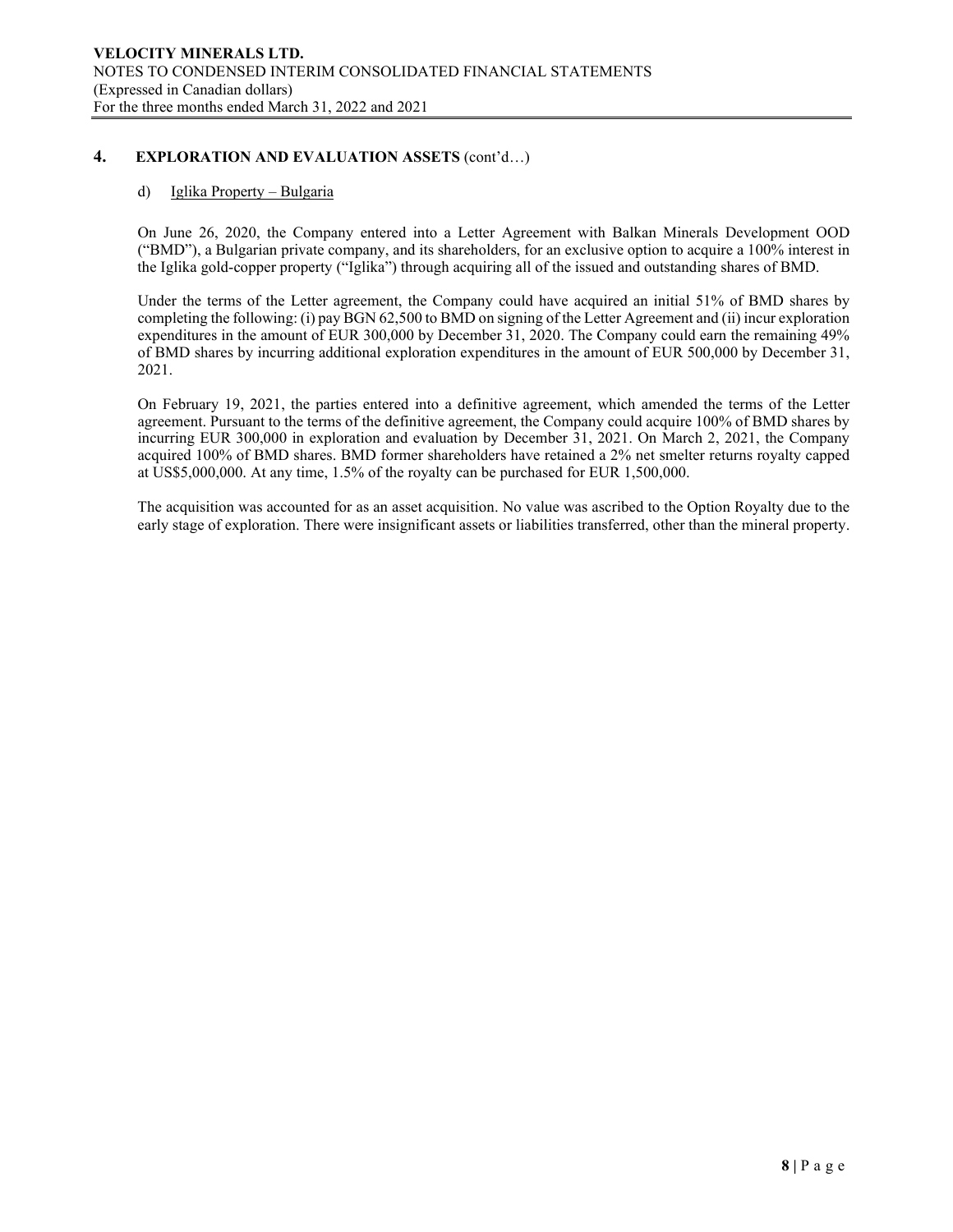## 4. EXPLORATION AND EVALUATION ASSETS (cont'd…)

### d) Iglika Property – Bulgaria

On June 26, 2020, the Company entered into a Letter Agreement with Balkan Minerals Development OOD ("BMD"), a Bulgarian private company, and its shareholders, for an exclusive option to acquire a 100% interest in the Iglika gold-copper property ("Iglika") through acquiring all of the issued and outstanding shares of BMD.

Under the terms of the Letter agreement, the Company could have acquired an initial 51% of BMD shares by completing the following: (i) pay BGN 62,500 to BMD on signing of the Letter Agreement and (ii) incur exploration expenditures in the amount of EUR 300,000 by December 31, 2020. The Company could earn the remaining 49% of BMD shares by incurring additional exploration expenditures in the amount of EUR 500,000 by December 31, 2021.

On February 19, 2021, the parties entered into a definitive agreement, which amended the terms of the Letter agreement. Pursuant to the terms of the definitive agreement, the Company could acquire 100% of BMD shares by incurring EUR 300,000 in exploration and evaluation by December 31, 2021. On March 2, 2021, the Company acquired 100% of BMD shares. BMD former shareholders have retained a 2% net smelter returns royalty capped at US$5,000,000. At any time, 1.5% of the royalty can be purchased for EUR 1,500,000.

The acquisition was accounted for as an asset acquisition. No value was ascribed to the Option Royalty due to the early stage of exploration. There were insignificant assets or liabilities transferred, other than the mineral property.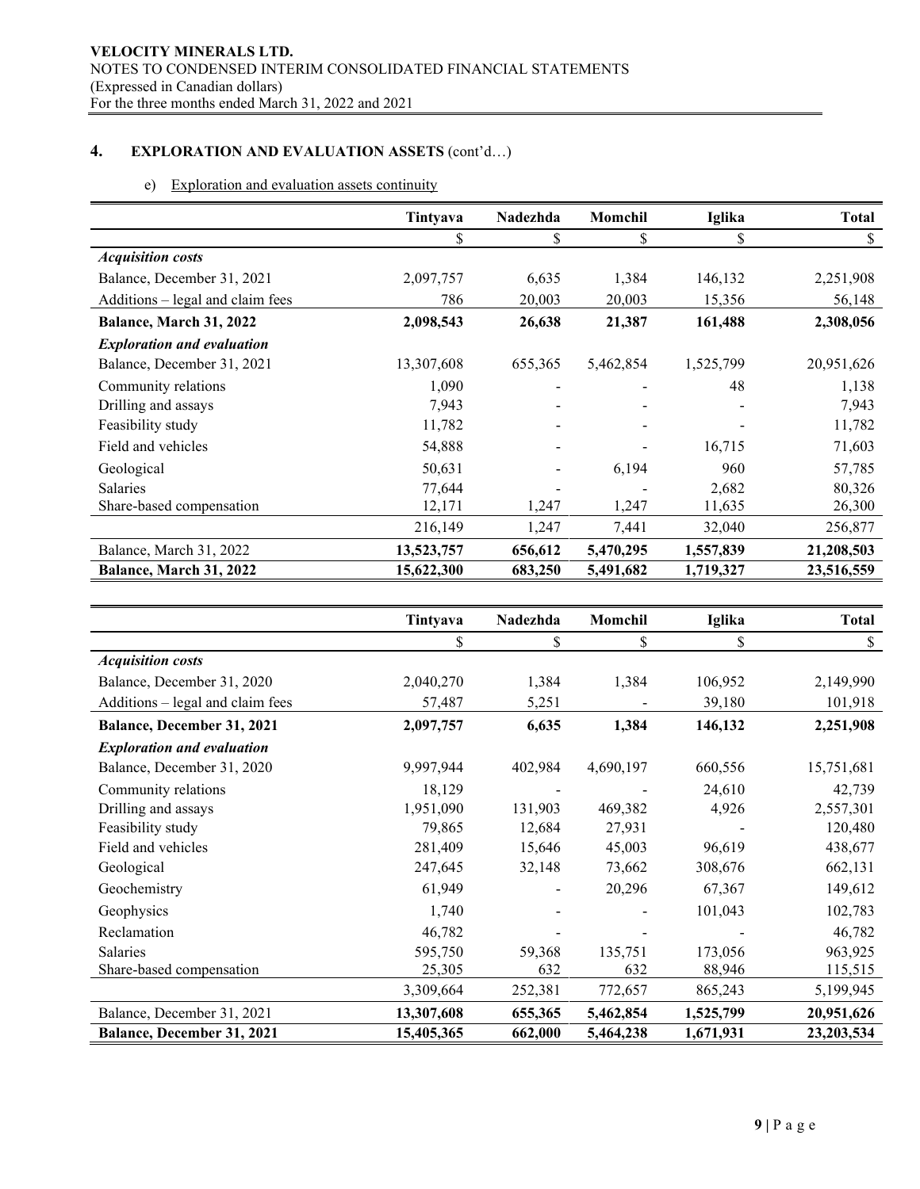**VELOCITY MINERALS LTD.**
NOTES TO CONDENSED INTERIM CONSOLIDATED FINANCIAL STATEMENTS
(Expressed in Canadian dollars)
For the three months ended March 31, 2022 and 2021

## 4. EXPLORATION AND EVALUATION ASSETS (cont'd…)

e) Exploration and evaluation assets continuity

| | Tintyava | Nadezhda | Momchil | Iglika | Total |
|---|---|---|---|---|---|
| | $ | $ | $ | $ | $ |
| ***Acquisition costs*** | | | | | |
| Balance, December 31, 2021 | 2,097,757 | 6,635 | 1,384 | 146,132 | 2,251,908 |
| Additions – legal and claim fees | 786 | 20,003 | 20,003 | 15,356 | 56,148 |
| **Balance, March 31, 2022** | **2,098,543** | **26,638** | **21,387** | **161,488** | **2,308,056** |
| ***Exploration and evaluation*** | | | | | |
| Balance, December 31, 2021 | 13,307,608 | 655,365 | 5,462,854 | 1,525,799 | 20,951,626 |
| Community relations | 1,090 | - | - | 48 | 1,138 |
| Drilling and assays | 7,943 | - | - | - | 7,943 |
| Feasibility study | 11,782 | - | - | - | 11,782 |
| Field and vehicles | 54,888 | - | - | 16,715 | 71,603 |
| Geological | 50,631 | - | 6,194 | 960 | 57,785 |
| Salaries | 77,644 | - | - | 2,682 | 80,326 |
| Share-based compensation | 12,171 | 1,247 | 1,247 | 11,635 | 26,300 |
| | 216,149 | 1,247 | 7,441 | 32,040 | 256,877 |
| Balance, March 31, 2022 | **13,523,757** | **656,612** | **5,470,295** | **1,557,839** | **21,208,503** |
| **Balance, March 31, 2022** | **15,622,300** | **683,250** | **5,491,682** | **1,719,327** | **23,516,559** |

| | Tintyava | Nadezhda | Momchil | Iglika | Total |
|---|---|---|---|---|---|
| | $ | $ | $ | $ | $ |
| ***Acquisition costs*** | | | | | |
| Balance, December 31, 2020 | 2,040,270 | 1,384 | 1,384 | 106,952 | 2,149,990 |
| Additions – legal and claim fees | 57,487 | 5,251 | - | 39,180 | 101,918 |
| **Balance, December 31, 2021** | **2,097,757** | **6,635** | **1,384** | **146,132** | **2,251,908** |
| ***Exploration and evaluation*** | | | | | |
| Balance, December 31, 2020 | 9,997,944 | 402,984 | 4,690,197 | 660,556 | 15,751,681 |
| Community relations | 18,129 | - | - | 24,610 | 42,739 |
| Drilling and assays | 1,951,090 | 131,903 | 469,382 | 4,926 | 2,557,301 |
| Feasibility study | 79,865 | 12,684 | 27,931 | - | 120,480 |
| Field and vehicles | 281,409 | 15,646 | 45,003 | 96,619 | 438,677 |
| Geological | 247,645 | 32,148 | 73,662 | 308,676 | 662,131 |
| Geochemistry | 61,949 | - | 20,296 | 67,367 | 149,612 |
| Geophysics | 1,740 | - | - | 101,043 | 102,783 |
| Reclamation | 46,782 | - | - | - | 46,782 |
| Salaries | 595,750 | 59,368 | 135,751 | 173,056 | 963,925 |
| Share-based compensation | 25,305 | 632 | 632 | 88,946 | 115,515 |
| | 3,309,664 | 252,381 | 772,657 | 865,243 | 5,199,945 |
| Balance, December 31, 2021 | **13,307,608** | **655,365** | **5,462,854** | **1,525,799** | **20,951,626** |
| **Balance, December 31, 2021** | **15,405,365** | **662,000** | **5,464,238** | **1,671,931** | **23,203,534** |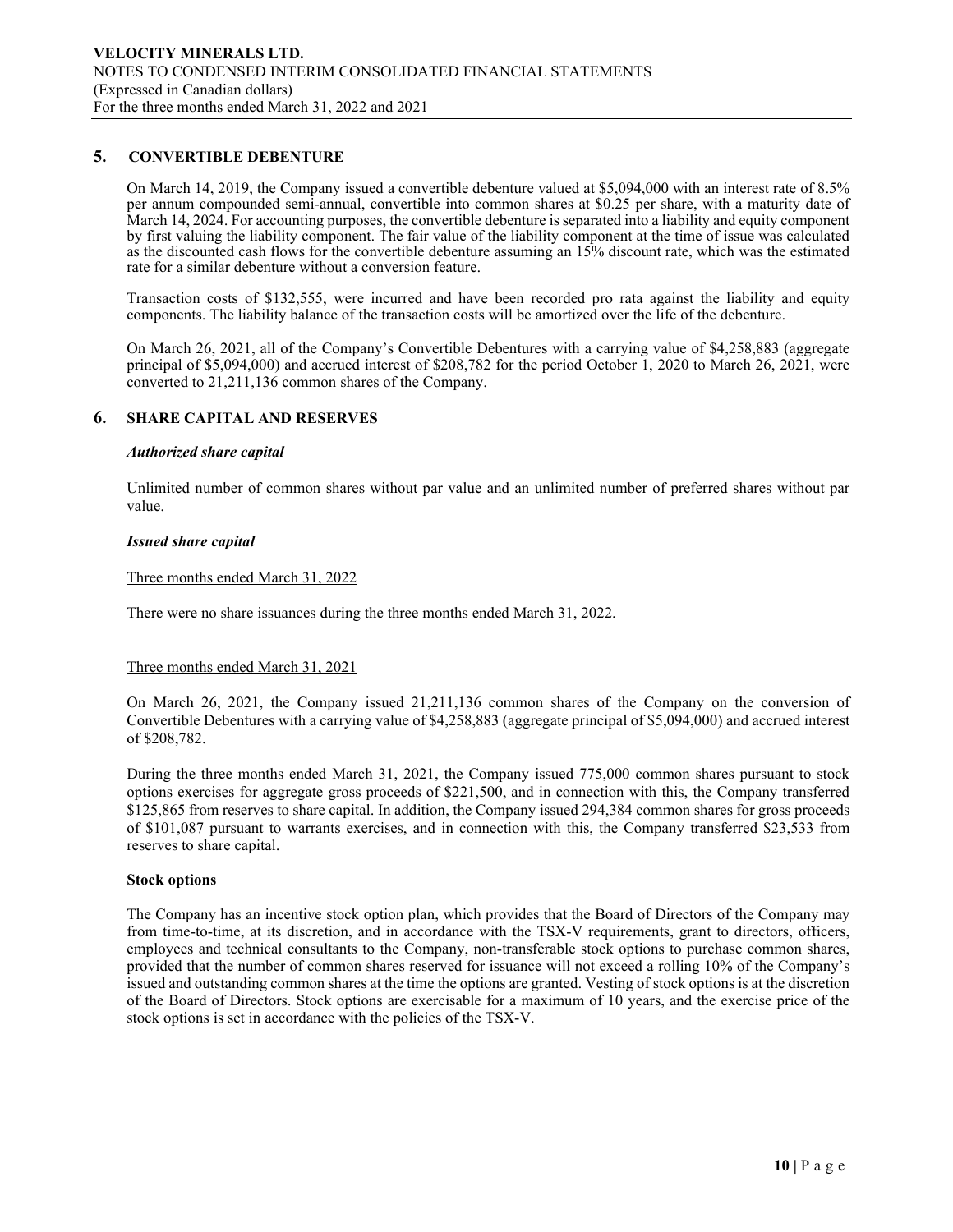## 5. CONVERTIBLE DEBENTURE

On March 14, 2019, the Company issued a convertible debenture valued at $5,094,000 with an interest rate of 8.5% per annum compounded semi-annual, convertible into common shares at $0.25 per share, with a maturity date of March 14, 2024. For accounting purposes, the convertible debenture is separated into a liability and equity component by first valuing the liability component. The fair value of the liability component at the time of issue was calculated as the discounted cash flows for the convertible debenture assuming an 15% discount rate, which was the estimated rate for a similar debenture without a conversion feature.

Transaction costs of $132,555, were incurred and have been recorded pro rata against the liability and equity components. The liability balance of the transaction costs will be amortized over the life of the debenture.

On March 26, 2021, all of the Company's Convertible Debentures with a carrying value of $4,258,883 (aggregate principal of $5,094,000) and accrued interest of $208,782 for the period October 1, 2020 to March 26, 2021, were converted to 21,211,136 common shares of the Company.

## 6. SHARE CAPITAL AND RESERVES

### *Authorized share capital*

Unlimited number of common shares without par value and an unlimited number of preferred shares without par value.

### *Issued share capital*

Three months ended March 31, 2022

There were no share issuances during the three months ended March 31, 2022.

Three months ended March 31, 2021

On March 26, 2021, the Company issued 21,211,136 common shares of the Company on the conversion of Convertible Debentures with a carrying value of $4,258,883 (aggregate principal of $5,094,000) and accrued interest of $208,782.

During the three months ended March 31, 2021, the Company issued 775,000 common shares pursuant to stock options exercises for aggregate gross proceeds of $221,500, and in connection with this, the Company transferred $125,865 from reserves to share capital. In addition, the Company issued 294,384 common shares for gross proceeds of $101,087 pursuant to warrants exercises, and in connection with this, the Company transferred $23,533 from reserves to share capital.

### Stock options

The Company has an incentive stock option plan, which provides that the Board of Directors of the Company may from time-to-time, at its discretion, and in accordance with the TSX-V requirements, grant to directors, officers, employees and technical consultants to the Company, non-transferable stock options to purchase common shares, provided that the number of common shares reserved for issuance will not exceed a rolling 10% of the Company's issued and outstanding common shares at the time the options are granted. Vesting of stock options is at the discretion of the Board of Directors. Stock options are exercisable for a maximum of 10 years, and the exercise price of the stock options is set in accordance with the policies of the TSX-V.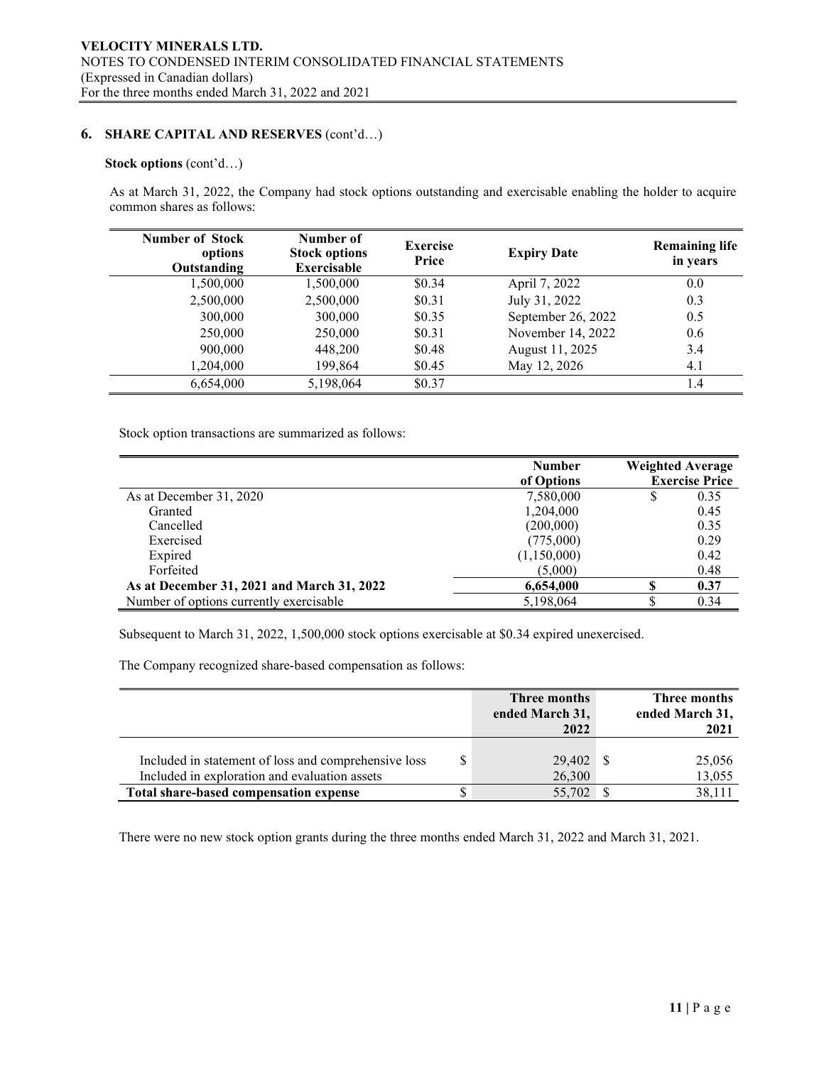## 6. SHARE CAPITAL AND RESERVES (cont'd…)

**Stock options** (cont'd…)

As at March 31, 2022, the Company had stock options outstanding and exercisable enabling the holder to acquire common shares as follows:

| Number of Stock options Outstanding | Number of Stock options Exercisable | Exercise Price | Expiry Date | Remaining life in years |
|---|---|---|---|---|
| 1,500,000 | 1,500,000 | $0.34 | April 7, 2022 | 0.0 |
| 2,500,000 | 2,500,000 | $0.31 | July 31, 2022 | 0.3 |
| 300,000 | 300,000 | $0.35 | September 26, 2022 | 0.5 |
| 250,000 | 250,000 | $0.31 | November 14, 2022 | 0.6 |
| 900,000 | 448,200 | $0.48 | August 11, 2025 | 3.4 |
| 1,204,000 | 199,864 | $0.45 | May 12, 2026 | 4.1 |
| 6,654,000 | 5,198,064 | $0.37 | | 1.4 |

Stock option transactions are summarized as follows:

| | Number of Options | Weighted Average Exercise Price |
|---|---|---|
| As at December 31, 2020 | 7,580,000 | $ 0.35 |
| Granted | 1,204,000 | 0.45 |
| Cancelled | (200,000) | 0.35 |
| Exercised | (775,000) | 0.29 |
| Expired | (1,150,000) | 0.42 |
| Forfeited | (5,000) | 0.48 |
| **As at December 31, 2021 and March 31, 2022** | **6,654,000** | **$ 0.37** |
| Number of options currently exercisable | 5,198,064 | $ 0.34 |

Subsequent to March 31, 2022, 1,500,000 stock options exercisable at $0.34 expired unexercised.

The Company recognized share-based compensation as follows:

| | Three months ended March 31, 2022 | Three months ended March 31, 2021 |
|---|---|---|
| Included in statement of loss and comprehensive loss | $ 29,402 | $ 25,056 |
| Included in exploration and evaluation assets | 26,300 | 13,055 |
| **Total share-based compensation expense** | $ 55,702 | $ 38,111 |

There were no new stock option grants during the three months ended March 31, 2022 and March 31, 2021.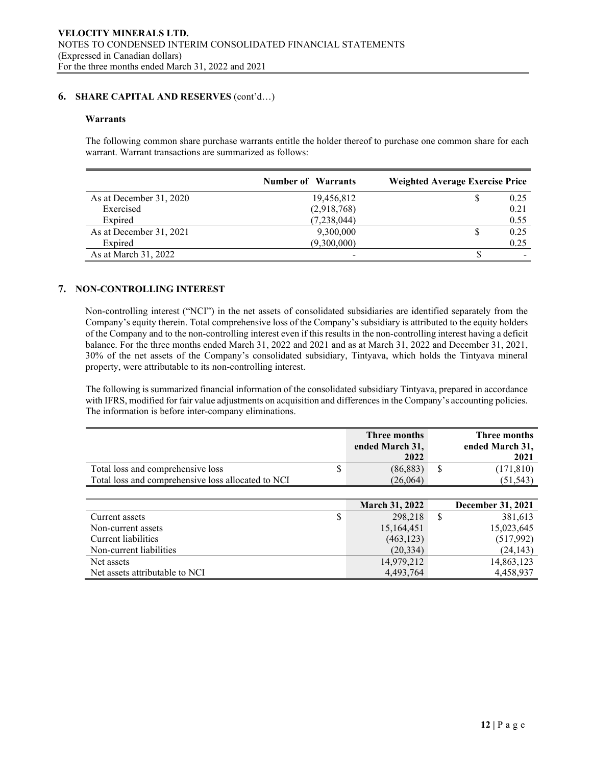## 6. SHARE CAPITAL AND RESERVES (cont'd…)

### Warrants

The following common share purchase warrants entitle the holder thereof to purchase one common share for each warrant. Warrant transactions are summarized as follows:

| | Number of Warrants | Weighted Average Exercise Price |
|---|---:|---:|
| As at December 31, 2020 | 19,456,812 | $ 0.25 |
| Exercised | (2,918,768) | 0.21 |
| Expired | (7,238,044) | 0.55 |
| As at December 31, 2021 | 9,300,000 | $ 0.25 |
| Expired | (9,300,000) | 0.25 |
| As at March 31, 2022 | - | $ - |

## 7. NON-CONTROLLING INTEREST

Non-controlling interest ("NCI") in the net assets of consolidated subsidiaries are identified separately from the Company's equity therein. Total comprehensive loss of the Company's subsidiary is attributed to the equity holders of the Company and to the non-controlling interest even if this results in the non-controlling interest having a deficit balance. For the three months ended March 31, 2022 and 2021 and as at March 31, 2022 and December 31, 2021, 30% of the net assets of the Company's consolidated subsidiary, Tintyava, which holds the Tintyava mineral property, were attributable to its non-controlling interest.

The following is summarized financial information of the consolidated subsidiary Tintyava, prepared in accordance with IFRS, modified for fair value adjustments on acquisition and differences in the Company's accounting policies. The information is before inter-company eliminations.

| | Three months ended March 31, 2022 | Three months ended March 31, 2021 |
|---|---:|---:|
| Total loss and comprehensive loss | $ (86,883) | $ (171,810) |
| Total loss and comprehensive loss allocated to NCI | (26,064) | (51,543) |

| | March 31, 2022 | December 31, 2021 |
|---|---:|---:|
| Current assets | $ 298,218 | $ 381,613 |
| Non-current assets | 15,164,451 | 15,023,645 |
| Current liabilities | (463,123) | (517,992) |
| Non-current liabilities | (20,334) | (24,143) |
| Net assets | 14,979,212 | 14,863,123 |
| Net assets attributable to NCI | 4,493,764 | 4,458,937 |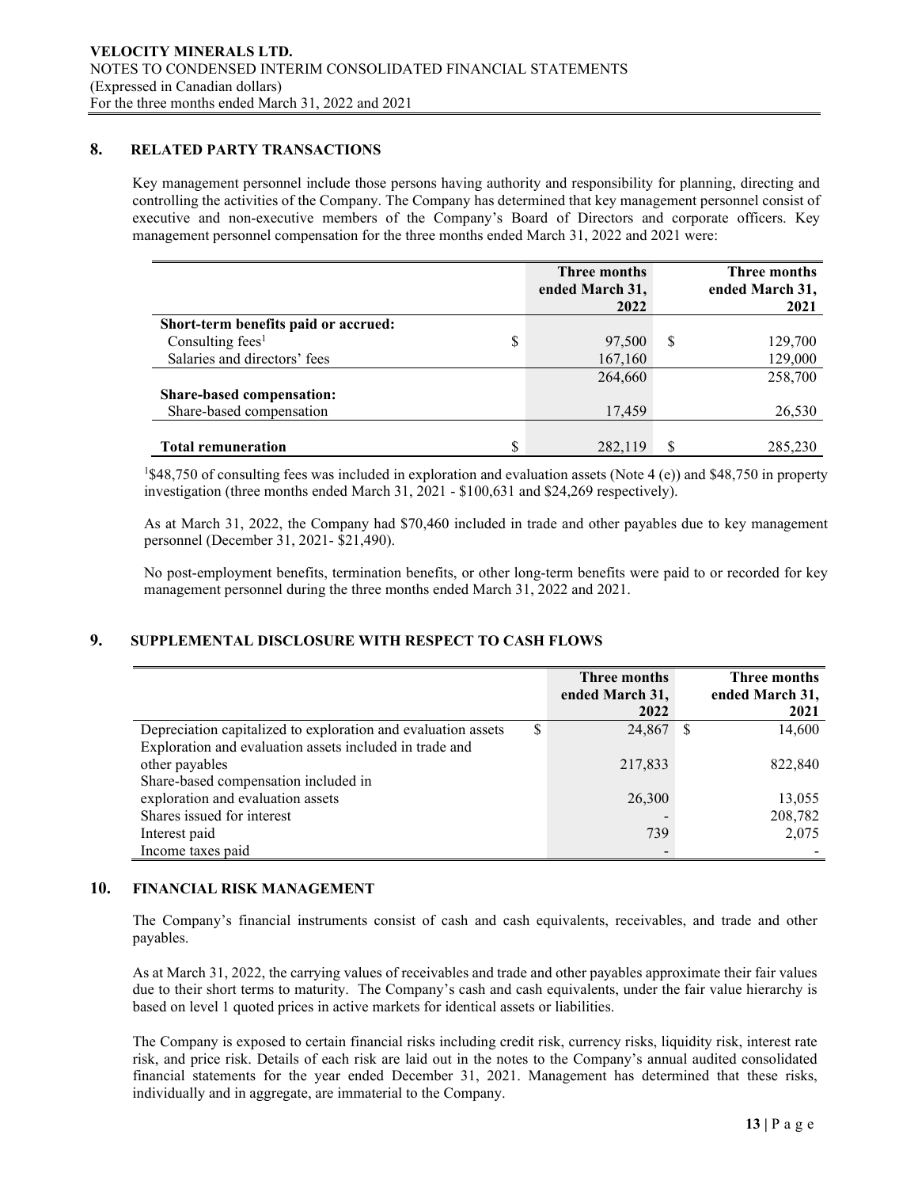## 8. RELATED PARTY TRANSACTIONS

Key management personnel include those persons having authority and responsibility for planning, directing and controlling the activities of the Company. The Company has determined that key management personnel consist of executive and non-executive members of the Company's Board of Directors and corporate officers. Key management personnel compensation for the three months ended March 31, 2022 and 2021 were:

| | Three months ended March 31, 2022 | Three months ended March 31, 2021 |
|---|---|---|
| **Short-term benefits paid or accrued:** | | |
| Consulting fees[1] | $ 97,500 | $ 129,700 |
| Salaries and directors' fees | 167,160 | 129,000 |
| | 264,660 | 258,700 |
| **Share-based compensation:** | | |
| Share-based compensation | 17,459 | 26,530 |
| **Total remuneration** | $ 282,119 | $ 285,230 |

[1]$48,750 of consulting fees was included in exploration and evaluation assets (Note 4 (e)) and $48,750 in property investigation (three months ended March 31, 2021 - $100,631 and $24,269 respectively).

As at March 31, 2022, the Company had $70,460 included in trade and other payables due to key management personnel (December 31, 2021- $21,490).

No post-employment benefits, termination benefits, or other long-term benefits were paid to or recorded for key management personnel during the three months ended March 31, 2022 and 2021.

## 9. SUPPLEMENTAL DISCLOSURE WITH RESPECT TO CASH FLOWS

| | Three months ended March 31, 2022 | Three months ended March 31, 2021 |
|---|---|---|
| Depreciation capitalized to exploration and evaluation assets | $ 24,867 | $ 14,600 |
| Exploration and evaluation assets included in trade and other payables | 217,833 | 822,840 |
| Share-based compensation included in exploration and evaluation assets | 26,300 | 13,055 |
| Shares issued for interest | - | 208,782 |
| Interest paid | 739 | 2,075 |
| Income taxes paid | - | - |

## 10. FINANCIAL RISK MANAGEMENT

The Company's financial instruments consist of cash and cash equivalents, receivables, and trade and other payables.

As at March 31, 2022, the carrying values of receivables and trade and other payables approximate their fair values due to their short terms to maturity. The Company's cash and cash equivalents, under the fair value hierarchy is based on level 1 quoted prices in active markets for identical assets or liabilities.

The Company is exposed to certain financial risks including credit risk, currency risks, liquidity risk, interest rate risk, and price risk. Details of each risk are laid out in the notes to the Company's annual audited consolidated financial statements for the year ended December 31, 2021. Management has determined that these risks, individually and in aggregate, are immaterial to the Company.